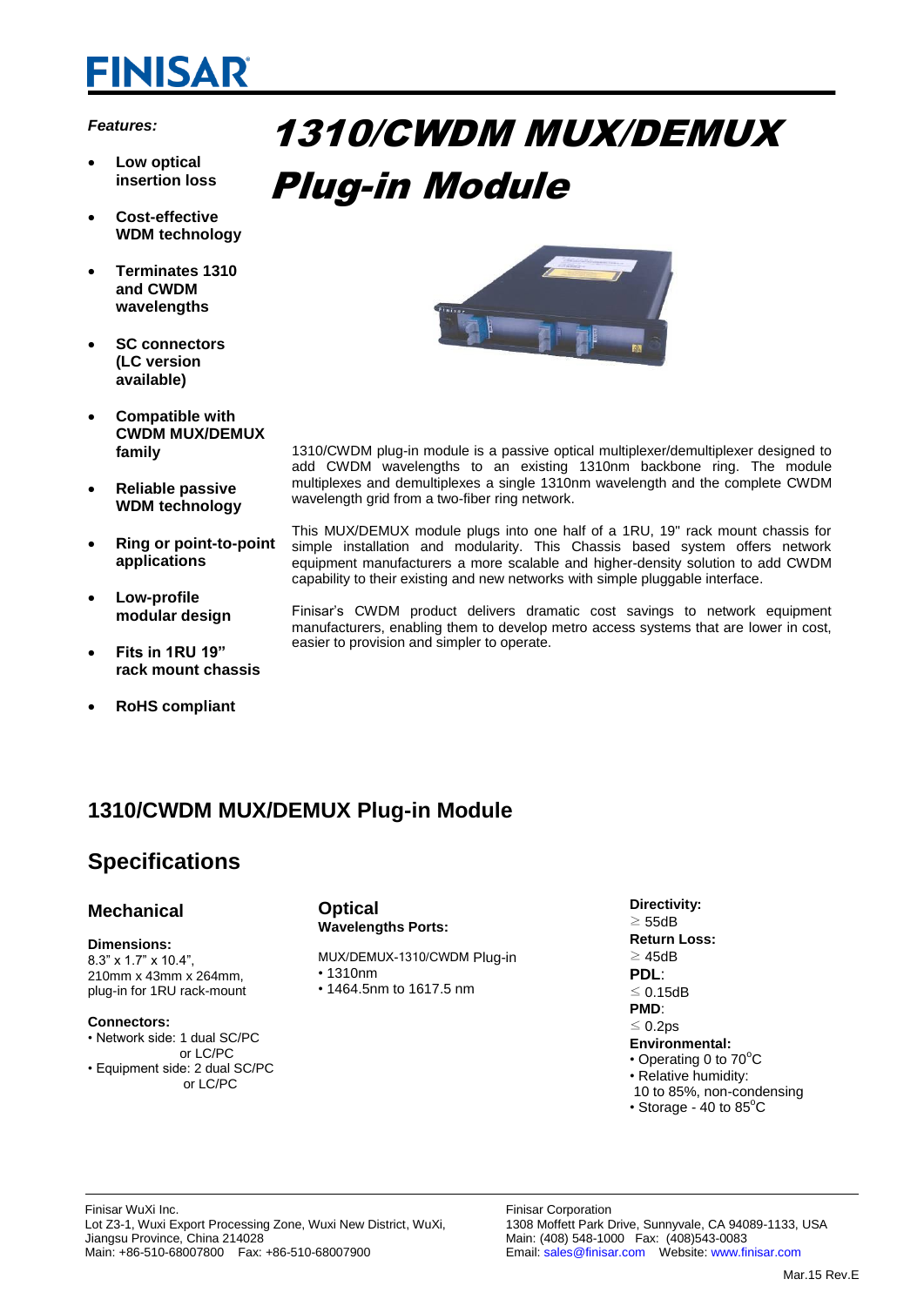# 1310/CWDM MUX/DEMUX Plug-in Module

*Features:*

- **Low optical insertion loss**
- **Cost-effective WDM technology**
- **Terminates 1310 and CWDM wavelengths**
- **SC connectors (LC version available)**
- **Compatible with CWDM MUX/DEMUX family**
- **Reliable passive WDM technology**
- **Ring or point-to-point applications**
- **Low-profile modular design**
- **Fits in 1RU 19" rack mount chassis**
- **RoHS compliant**

1310/CWDM plug-in module is a passive optical multiplexer/demultiplexer designed to add CWDM wavelengths to an existing 1310nm backbone ring. The module multiplexes and demultiplexes a single 1310nm wavelength and the complete CWDM wavelength grid from a two-fiber ring network.

This MUX/DEMUX module plugs into one half of a 1RU, 19" rack mount chassis for simple installation and modularity. This Chassis based system offers network equipment manufacturers a more scalable and higher-density solution to add CWDM capability to their existing and new networks with simple pluggable interface.

Finisar's CWDM product delivers dramatic cost savings to network equipment manufacturers, enabling them to develop metro access systems that are lower in cost, easier to provision and simpler to operate.

## 1310/CWDM MUX/DEMUX Plug-in Module

## Specifications

### Mechanical

**Dimensions:**
8.3" x 1.7" x 10.4",
210mm x 43mm x 264mm,
plug-in for 1RU rack-mount

**Connectors:**
- Network side: 1 dual SC/PC or LC/PC
- Equipment side: 2 dual SC/PC or LC/PC

### Optical

**Wavelengths Ports:**

MUX/DEMUX-1310/CWDM Plug-in
- 1310nm
- 1464.5nm to 1617.5 nm

**Directivity:**
≥ 55dB

**Return Loss:**
≥ 45dB

**PDL**:
≤ 0.15dB

**PMD**:
≤ 0.2ps

**Environmental:**
- Operating 0 to 70°C
- Relative humidity: 10 to 85%, non-condensing
- Storage - 40 to 85°C

Finisar WuXi Inc.
Lot Z3-1, Wuxi Export Processing Zone, Wuxi New District, WuXi, Jiangsu Province, China 214028
Main: +86-510-68007800 Fax: +86-510-68007900

Finisar Corporation
1308 Moffett Park Drive, Sunnyvale, CA 94089-1133, USA
Main: (408) 548-1000 Fax: (408)543-0083
Email: sales@finisar.com Website: www.finisar.com

Mar.15 Rev.E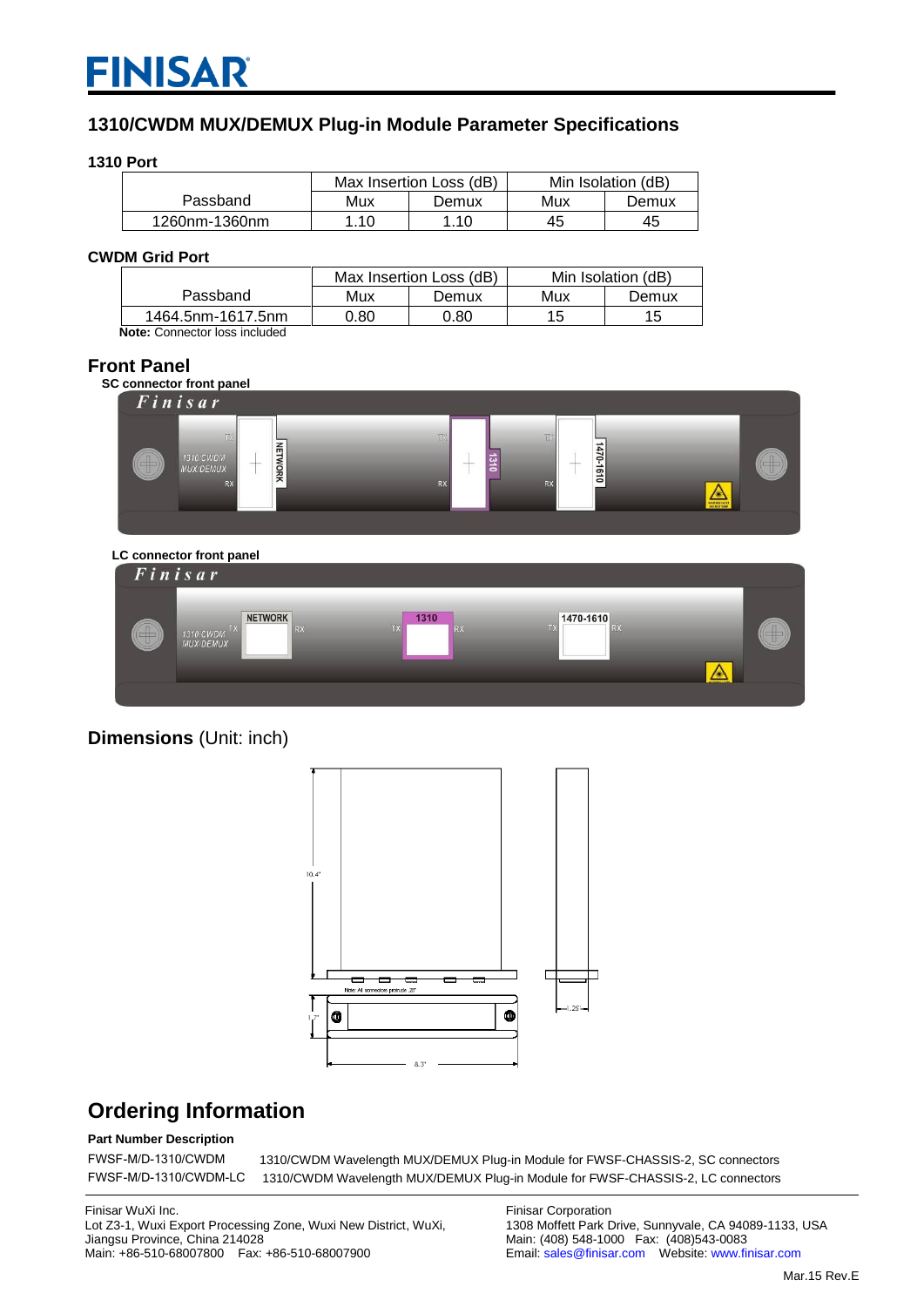## 1310/CWDM MUX/DEMUX Plug-in Module Parameter Specifications

### 1310 Port

| Passband | Max Insertion Loss (dB) | | Min Isolation (dB) | |
|---|---|---|---|---|
| | Mux | Demux | Mux | Demux |
| 1260nm-1360nm | 1.10 | 1.10 | 45 | 45 |

### CWDM Grid Port

| Passband | Max Insertion Loss (dB) | | Min Isolation (dB) | |
|---|---|---|---|---|
| | Mux | Demux | Mux | Demux |
| 1464.5nm-1617.5nm | 0.80 | 0.80 | 15 | 15 |

**Note:** Connector loss included

## Front Panel

**SC connector front panel**

Finisar

1310/CWDM MUX/DEMUX

TX RX NETWORK

TX RX 1310

TX RX 1470-1610

**LC connector front panel**

Finisar

1310/CWDM MUX/DEMUX

NETWORK TX RX

1310 TX RX

1470-1610 TX RX

## Dimensions (Unit: inch)

10.4"

Note: All connectors protrude .25"

1.7"

8.3"

1.25"

## Ordering Information

**Part Number Description**

FWSF-M/D-1310/CWDM 1310/CWDM Wavelength MUX/DEMUX Plug-in Module for FWSF-CHASSIS-2, SC connectors

FWSF-M/D-1310/CWDM-LC 1310/CWDM Wavelength MUX/DEMUX Plug-in Module for FWSF-CHASSIS-2, LC connectors

Finisar WuXi Inc.
Lot Z3-1, Wuxi Export Processing Zone, Wuxi New District, WuXi, Jiangsu Province, China 214028
Main: +86-510-68007800 Fax: +86-510-68007900

Finisar Corporation
1308 Moffett Park Drive, Sunnyvale, CA 94089-1133, USA
Main: (408) 548-1000 Fax: (408)543-0083
Email: sales@finisar.com Website: www.finisar.com

Mar.15 Rev.E